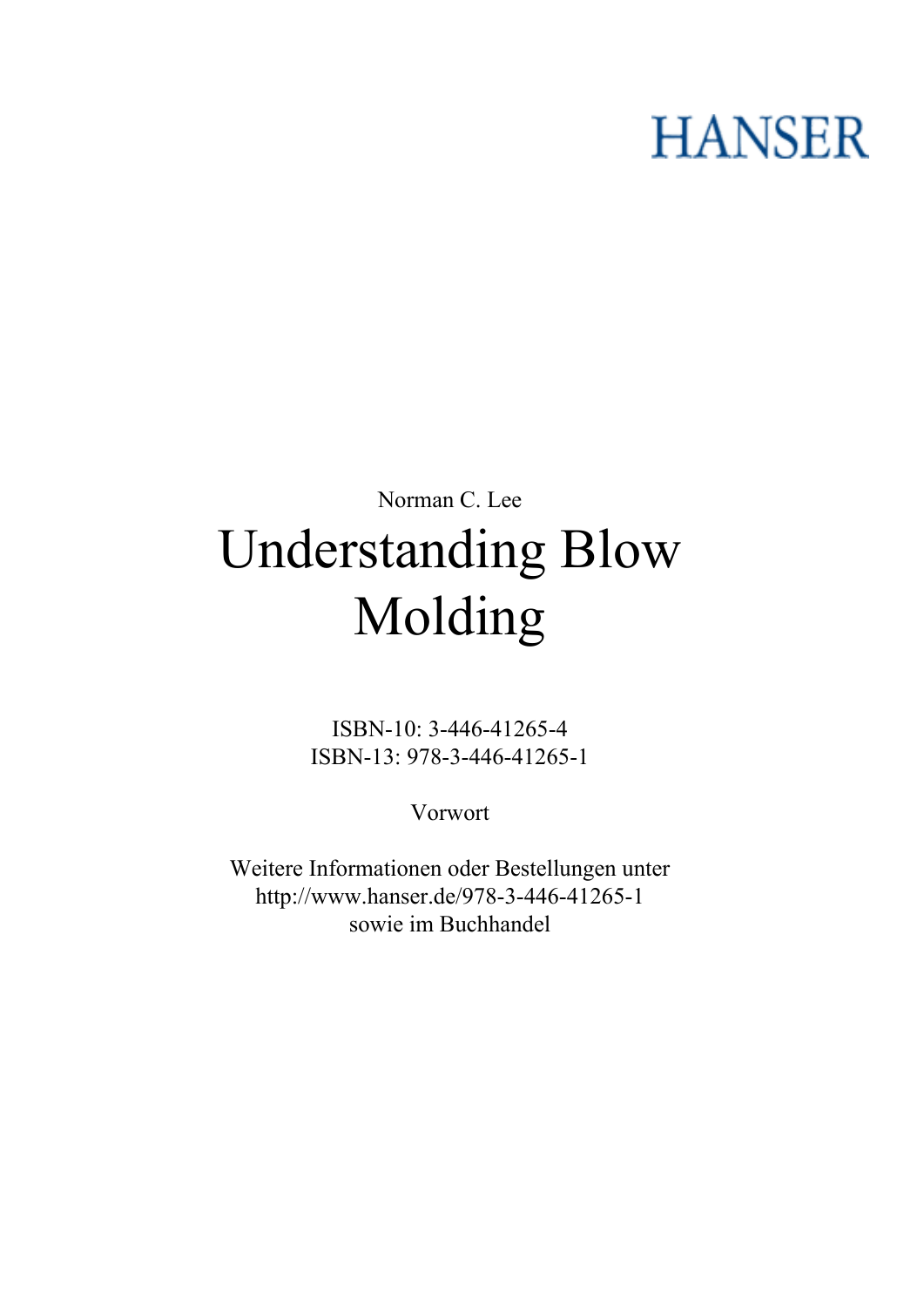HANSER

Norman C. Lee

# Understanding Blow Molding

ISBN-10: 3-446-41265-4
ISBN-13: 978-3-446-41265-1

Vorwort

Weitere Informationen oder Bestellungen unter
http://www.hanser.de/978-3-446-41265-1
sowie im Buchhandel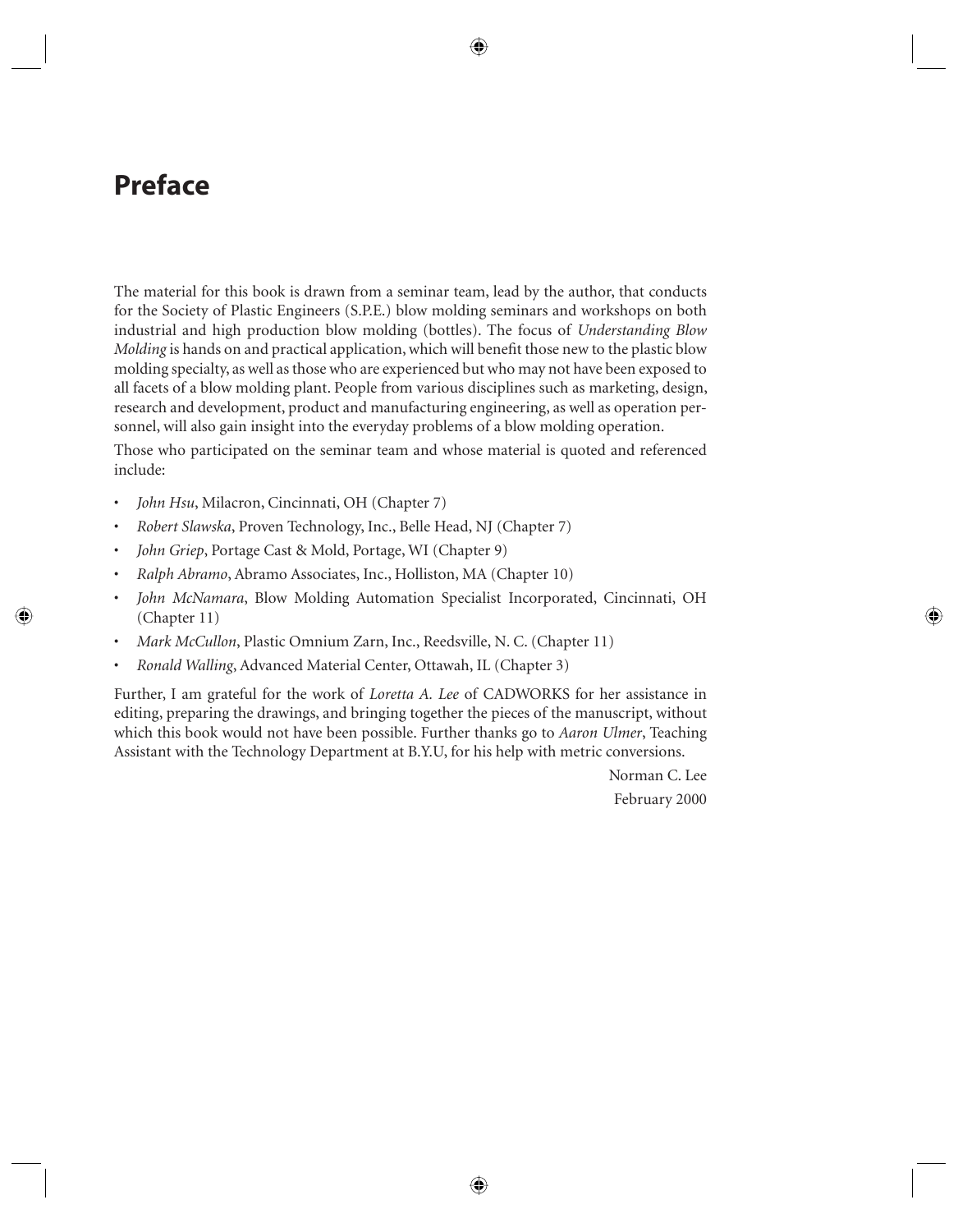# Preface

The material for this book is drawn from a seminar team, lead by the author, that conducts for the Society of Plastic Engineers (S.P.E.) blow molding seminars and workshops on both industrial and high production blow molding (bottles). The focus of *Understanding Blow Molding* is hands on and practical application, which will benefit those new to the plastic blow molding specialty, as well as those who are experienced but who may not have been exposed to all facets of a blow molding plant. People from various disciplines such as marketing, design, research and development, product and manufacturing engineering, as well as operation personnel, will also gain insight into the everyday problems of a blow molding operation.

Those who participated on the seminar team and whose material is quoted and referenced include:

- *John Hsu*, Milacron, Cincinnati, OH (Chapter 7)
- *Robert Slawska*, Proven Technology, Inc., Belle Head, NJ (Chapter 7)
- *John Griep*, Portage Cast & Mold, Portage, WI (Chapter 9)
- *Ralph Abramo*, Abramo Associates, Inc., Holliston, MA (Chapter 10)
- *John McNamara*, Blow Molding Automation Specialist Incorporated, Cincinnati, OH (Chapter 11)
- *Mark McCullon*, Plastic Omnium Zarn, Inc., Reedsville, N. C. (Chapter 11)
- *Ronald Walling*, Advanced Material Center, Ottawah, IL (Chapter 3)

Further, I am grateful for the work of *Loretta A. Lee* of CADWORKS for her assistance in editing, preparing the drawings, and bringing together the pieces of the manuscript, without which this book would not have been possible. Further thanks go to *Aaron Ulmer*, Teaching Assistant with the Technology Department at B.Y.U, for his help with metric conversions.

Norman C. Lee

February 2000